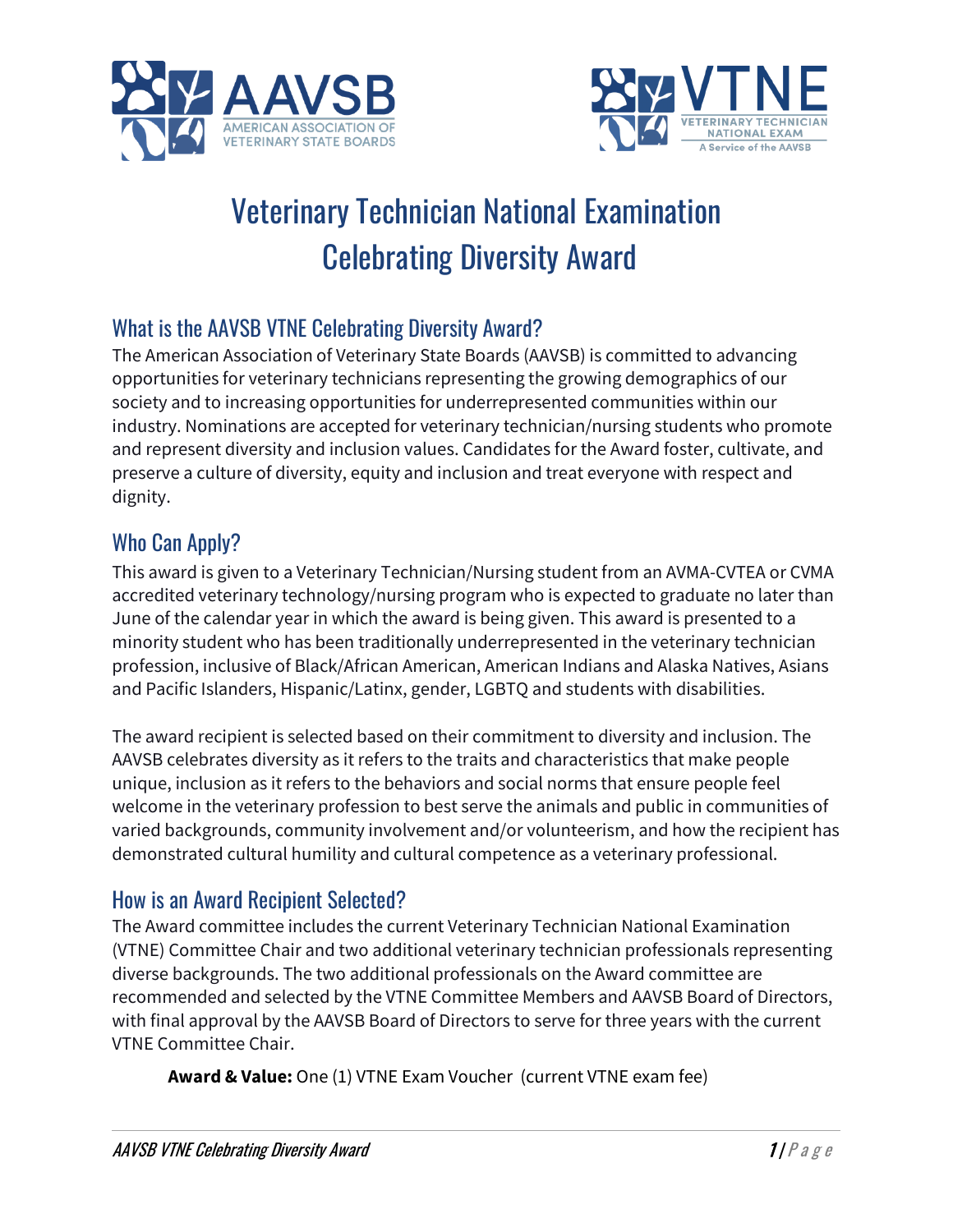# Veterinary Technician National Examination Celebrating Diversity Award

## What is the AAVSB VTNE Celebrating Diversity Award?

The American Association of Veterinary State Boards (AAVSB) is committed to advancing opportunities for veterinary technicians representing the growing demographics of our society and to increasing opportunities for underrepresented communities within our industry. Nominations are accepted for veterinary technician/nursing students who promote and represent diversity and inclusion values. Candidates for the Award foster, cultivate, and preserve a culture of diversity, equity and inclusion and treat everyone with respect and dignity.

## Who Can Apply?

This award is given to a Veterinary Technician/Nursing student from an AVMA-CVTEA or CVMA accredited veterinary technology/nursing program who is expected to graduate no later than June of the calendar year in which the award is being given. This award is presented to a minority student who has been traditionally underrepresented in the veterinary technician profession, inclusive of Black/African American, American Indians and Alaska Natives, Asians and Pacific Islanders, Hispanic/Latinx, gender, LGBTQ and students with disabilities.

The award recipient is selected based on their commitment to diversity and inclusion. The AAVSB celebrates diversity as it refers to the traits and characteristics that make people unique, inclusion as it refers to the behaviors and social norms that ensure people feel welcome in the veterinary profession to best serve the animals and public in communities of varied backgrounds, community involvement and/or volunteerism, and how the recipient has demonstrated cultural humility and cultural competence as a veterinary professional.

## How is an Award Recipient Selected?

The Award committee includes the current Veterinary Technician National Examination (VTNE) Committee Chair and two additional veterinary technician professionals representing diverse backgrounds. The two additional professionals on the Award committee are recommended and selected by the VTNE Committee Members and AAVSB Board of Directors, with final approval by the AAVSB Board of Directors to serve for three years with the current VTNE Committee Chair.

**Award & Value:** One (1) VTNE Exam Voucher (current VTNE exam fee)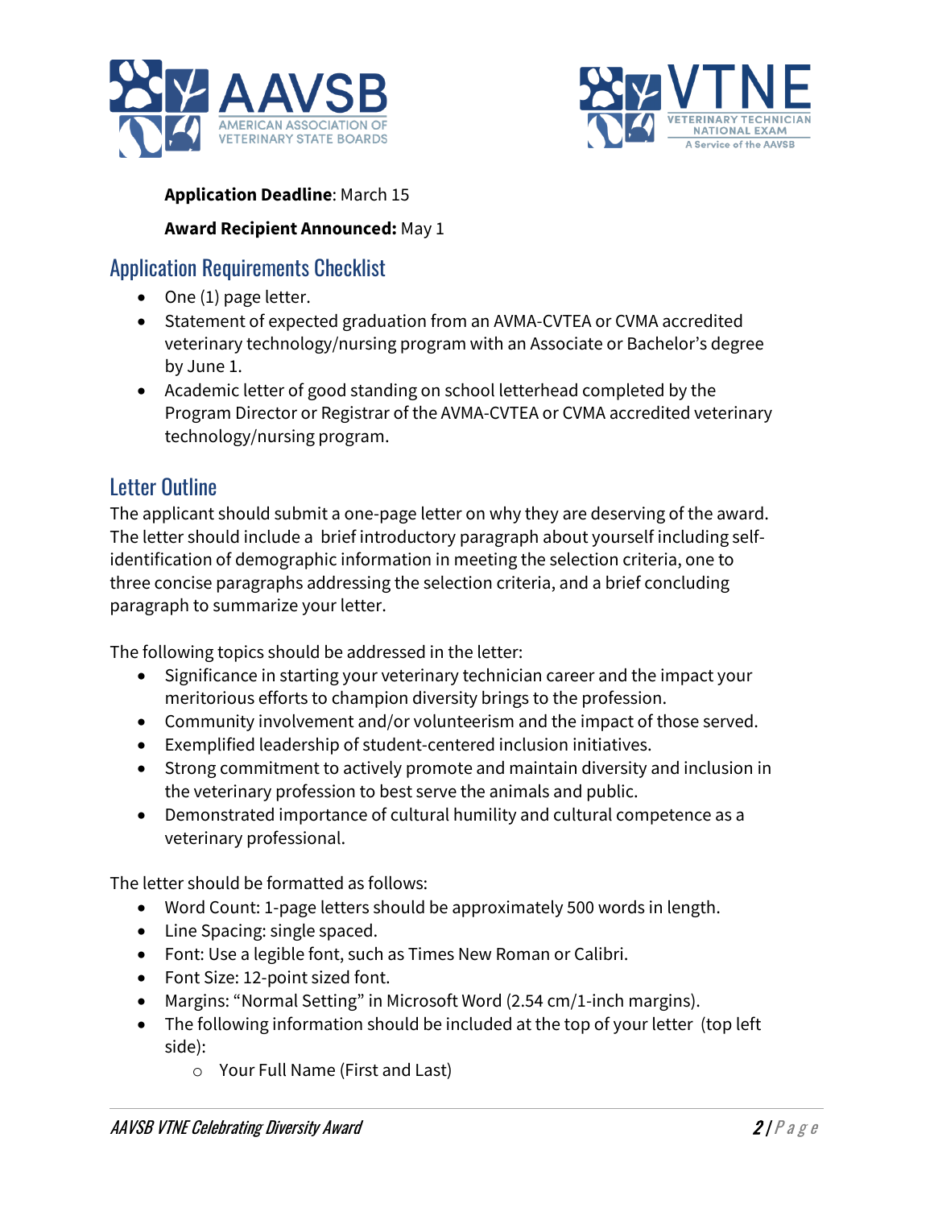**Application Deadline**: March 15

**Award Recipient Announced:** May 1

## Application Requirements Checklist

- One (1) page letter.
- Statement of expected graduation from an AVMA-CVTEA or CVMA accredited veterinary technology/nursing program with an Associate or Bachelor's degree by June 1.
- Academic letter of good standing on school letterhead completed by the Program Director or Registrar of the AVMA-CVTEA or CVMA accredited veterinary technology/nursing program.

## Letter Outline

The applicant should submit a one-page letter on why they are deserving of the award. The letter should include a brief introductory paragraph about yourself including self-identification of demographic information in meeting the selection criteria, one to three concise paragraphs addressing the selection criteria, and a brief concluding paragraph to summarize your letter.

The following topics should be addressed in the letter:

- Significance in starting your veterinary technician career and the impact your meritorious efforts to champion diversity brings to the profession.
- Community involvement and/or volunteerism and the impact of those served.
- Exemplified leadership of student-centered inclusion initiatives.
- Strong commitment to actively promote and maintain diversity and inclusion in the veterinary profession to best serve the animals and public.
- Demonstrated importance of cultural humility and cultural competence as a veterinary professional.

The letter should be formatted as follows:

- Word Count: 1-page letters should be approximately 500 words in length.
- Line Spacing: single spaced.
- Font: Use a legible font, such as Times New Roman or Calibri.
- Font Size: 12-point sized font.
- Margins: "Normal Setting" in Microsoft Word (2.54 cm/1-inch margins).
- The following information should be included at the top of your letter (top left side):
  - Your Full Name (First and Last)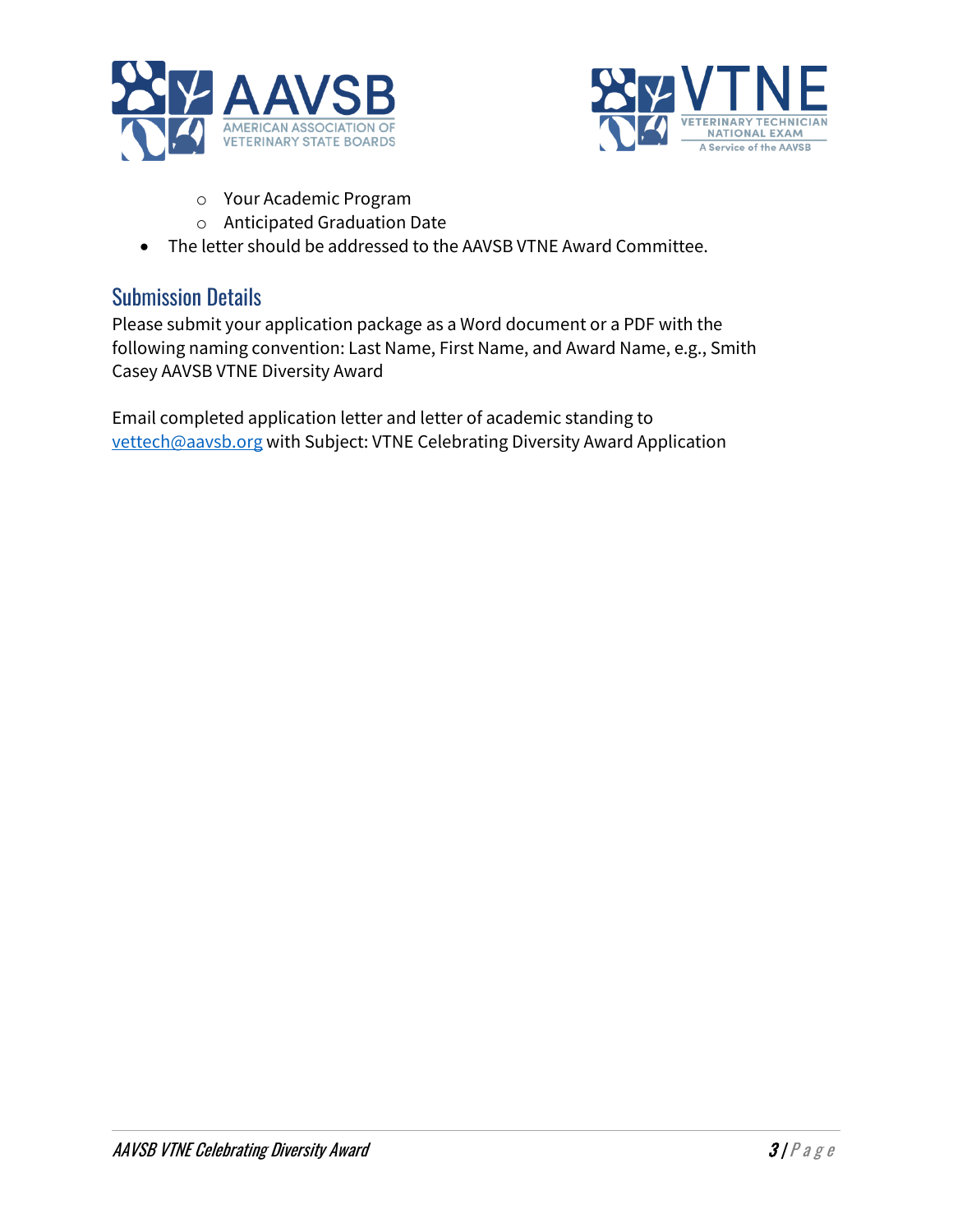- Your Academic Program
    - Anticipated Graduation Date
- The letter should be addressed to the AAVSB VTNE Award Committee.

## Submission Details

Please submit your application package as a Word document or a PDF with the following naming convention: Last Name, First Name, and Award Name, e.g., Smith Casey AAVSB VTNE Diversity Award

Email completed application letter and letter of academic standing to vettech@aavsb.org with Subject: VTNE Celebrating Diversity Award Application